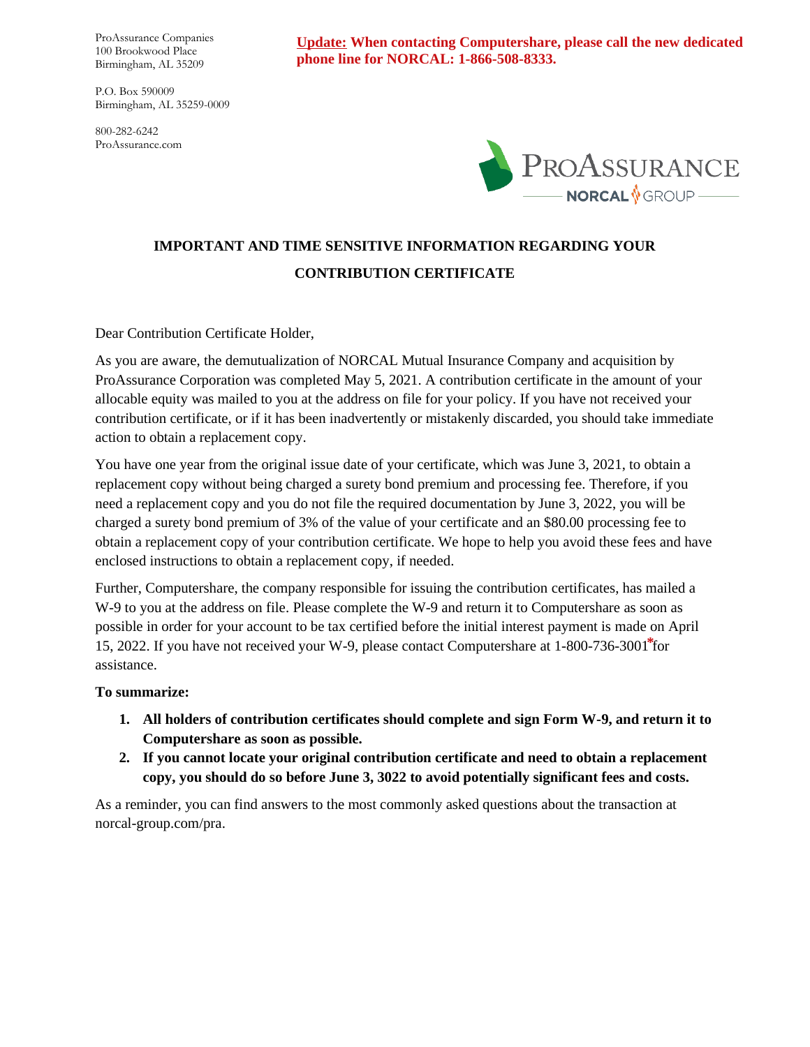ProAssurance Companies
100 Brookwood Place
Birmingham, AL 35209

P.O. Box 590009
Birmingham, AL 35259-0009

800-282-6242
ProAssurance.com

**Update: When contacting Computershare, please call the new dedicated phone line for NORCAL: 1-866-508-8333.**

PROASSURANCE
NORCAL GROUP

## IMPORTANT AND TIME SENSITIVE INFORMATION REGARDING YOUR CONTRIBUTION CERTIFICATE

Dear Contribution Certificate Holder,

As you are aware, the demutualization of NORCAL Mutual Insurance Company and acquisition by ProAssurance Corporation was completed May 5, 2021. A contribution certificate in the amount of your allocable equity was mailed to you at the address on file for your policy. If you have not received your contribution certificate, or if it has been inadvertently or mistakenly discarded, you should take immediate action to obtain a replacement copy.

You have one year from the original issue date of your certificate, which was June 3, 2021, to obtain a replacement copy without being charged a surety bond premium and processing fee. Therefore, if you need a replacement copy and you do not file the required documentation by June 3, 2022, you will be charged a surety bond premium of 3% of the value of your certificate and an $80.00 processing fee to obtain a replacement copy of your contribution certificate. We hope to help you avoid these fees and have enclosed instructions to obtain a replacement copy, if needed.

Further, Computershare, the company responsible for issuing the contribution certificates, has mailed a W-9 to you at the address on file. Please complete the W-9 and return it to Computershare as soon as possible in order for your account to be tax certified before the initial interest payment is made on April 15, 2022. If you have not received your W-9, please contact Computershare at 1-800-736-3001* for assistance.

**To summarize:**

1. **All holders of contribution certificates should complete and sign Form W-9, and return it to Computershare as soon as possible.**
2. **If you cannot locate your original contribution certificate and need to obtain a replacement copy, you should do so before June 3, 3022 to avoid potentially significant fees and costs.**

As a reminder, you can find answers to the most commonly asked questions about the transaction at norcal-group.com/pra.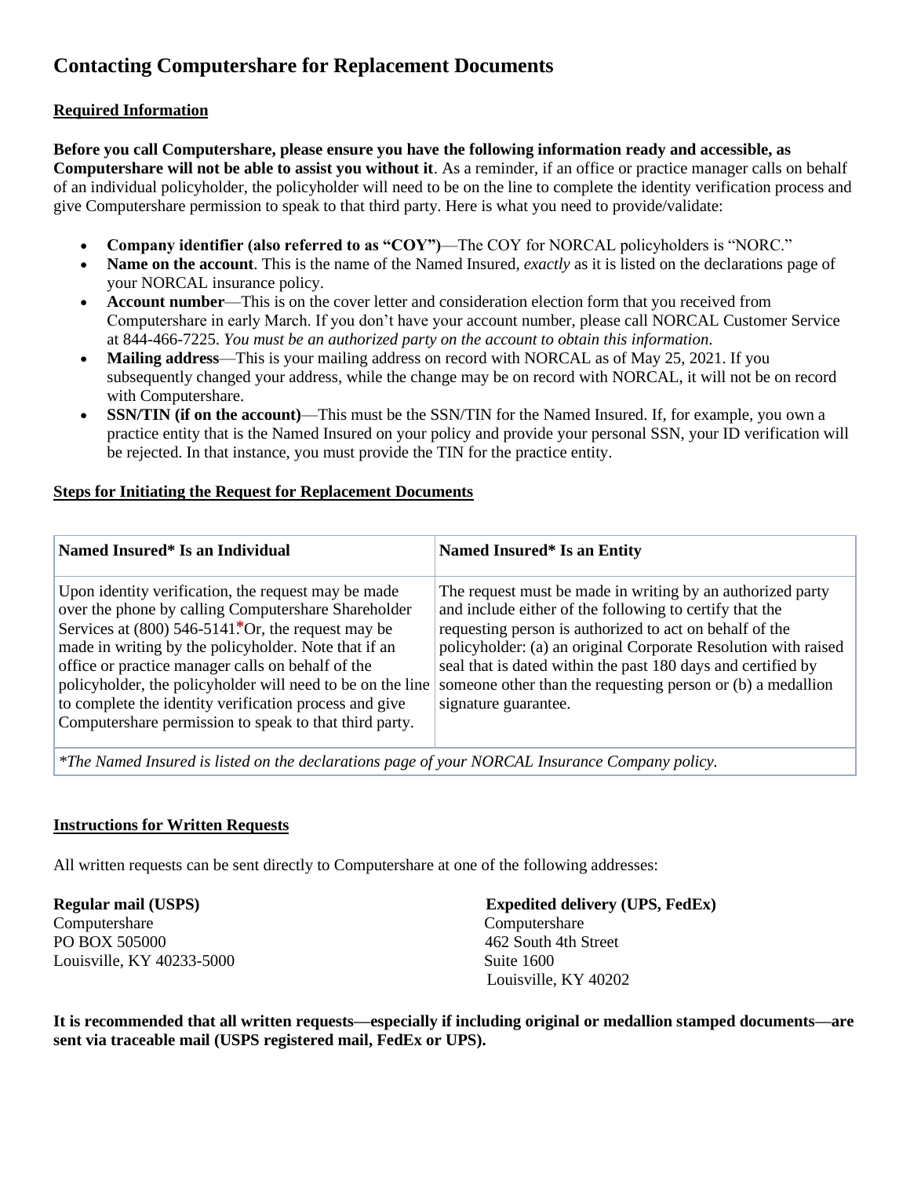# Contacting Computershare for Replacement Documents

**Required Information**

**Before you call Computershare, please ensure you have the following information ready and accessible, as Computershare will not be able to assist you without it**. As a reminder, if an office or practice manager calls on behalf of an individual policyholder, the policyholder will need to be on the line to complete the identity verification process and give Computershare permission to speak to that third party. Here is what you need to provide/validate:

- **Company identifier (also referred to as "COY")**—The COY for NORCAL policyholders is "NORC."
- **Name on the account**. This is the name of the Named Insured, *exactly* as it is listed on the declarations page of your NORCAL insurance policy.
- **Account number**—This is on the cover letter and consideration election form that you received from Computershare in early March. If you don't have your account number, please call NORCAL Customer Service at 844-466-7225. *You must be an authorized party on the account to obtain this information.*
- **Mailing address**—This is your mailing address on record with NORCAL as of May 25, 2021. If you subsequently changed your address, while the change may be on record with NORCAL, it will not be on record with Computershare.
- **SSN/TIN (if on the account)**—This must be the SSN/TIN for the Named Insured. If, for example, you own a practice entity that is the Named Insured on your policy and provide your personal SSN, your ID verification will be rejected. In that instance, you must provide the TIN for the practice entity.

**Steps for Initiating the Request for Replacement Documents**

| Named Insured* Is an Individual | Named Insured* Is an Entity |
|---|---|
| Upon identity verification, the request may be made over the phone by calling Computershare Shareholder Services at (800) 546-5141.* Or, the request may be made in writing by the policyholder. Note that if an office or practice manager calls on behalf of the policyholder, the policyholder will need to be on the line to complete the identity verification process and give Computershare permission to speak to that third party. | The request must be made in writing by an authorized party and include either of the following to certify that the requesting person is authorized to act on behalf of the policyholder: (a) an original Corporate Resolution with raised seal that is dated within the past 180 days and certified by someone other than the requesting person or (b) a medallion signature guarantee. |

*\*The Named Insured is listed on the declarations page of your NORCAL Insurance Company policy.*

**Instructions for Written Requests**

All written requests can be sent directly to Computershare at one of the following addresses:

**Regular mail (USPS)**
Computershare
PO BOX 505000
Louisville, KY 40233-5000

**Expedited delivery (UPS, FedEx)**
Computershare
462 South 4th Street
Suite 1600
Louisville, KY 40202

**It is recommended that all written requests—especially if including original or medallion stamped documents—are sent via traceable mail (USPS registered mail, FedEx or UPS).**